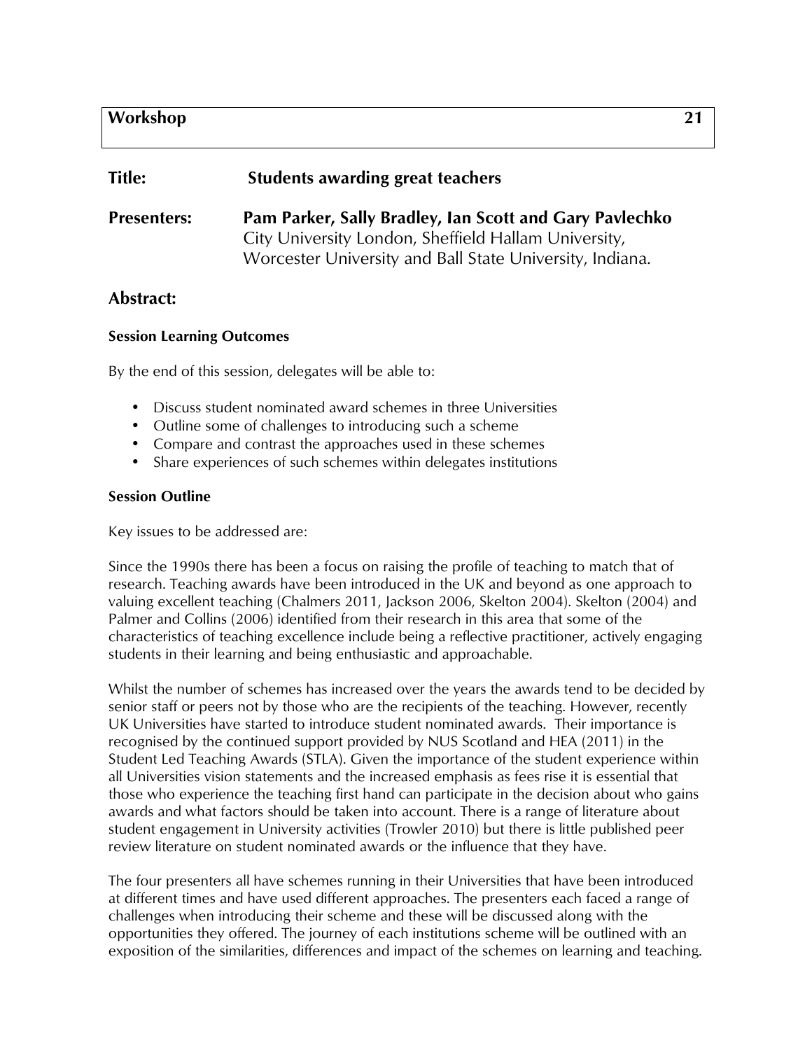# Workshop 21

**Title:** **Students awarding great teachers**

**Presenters:** **Pam Parker, Sally Bradley, Ian Scott and Gary Pavlechko**
City University London, Sheffield Hallam University, Worcester University and Ball State University, Indiana.

## Abstract:

### Session Learning Outcomes

By the end of this session, delegates will be able to:

- Discuss student nominated award schemes in three Universities
- Outline some of challenges to introducing such a scheme
- Compare and contrast the approaches used in these schemes
- Share experiences of such schemes within delegates institutions

### Session Outline

Key issues to be addressed are:

Since the 1990s there has been a focus on raising the profile of teaching to match that of research. Teaching awards have been introduced in the UK and beyond as one approach to valuing excellent teaching (Chalmers 2011, Jackson 2006, Skelton 2004). Skelton (2004) and Palmer and Collins (2006) identified from their research in this area that some of the characteristics of teaching excellence include being a reflective practitioner, actively engaging students in their learning and being enthusiastic and approachable.

Whilst the number of schemes has increased over the years the awards tend to be decided by senior staff or peers not by those who are the recipients of the teaching. However, recently UK Universities have started to introduce student nominated awards. Their importance is recognised by the continued support provided by NUS Scotland and HEA (2011) in the Student Led Teaching Awards (STLA). Given the importance of the student experience within all Universities vision statements and the increased emphasis as fees rise it is essential that those who experience the teaching first hand can participate in the decision about who gains awards and what factors should be taken into account. There is a range of literature about student engagement in University activities (Trowler 2010) but there is little published peer review literature on student nominated awards or the influence that they have.

The four presenters all have schemes running in their Universities that have been introduced at different times and have used different approaches. The presenters each faced a range of challenges when introducing their scheme and these will be discussed along with the opportunities they offered. The journey of each institutions scheme will be outlined with an exposition of the similarities, differences and impact of the schemes on learning and teaching.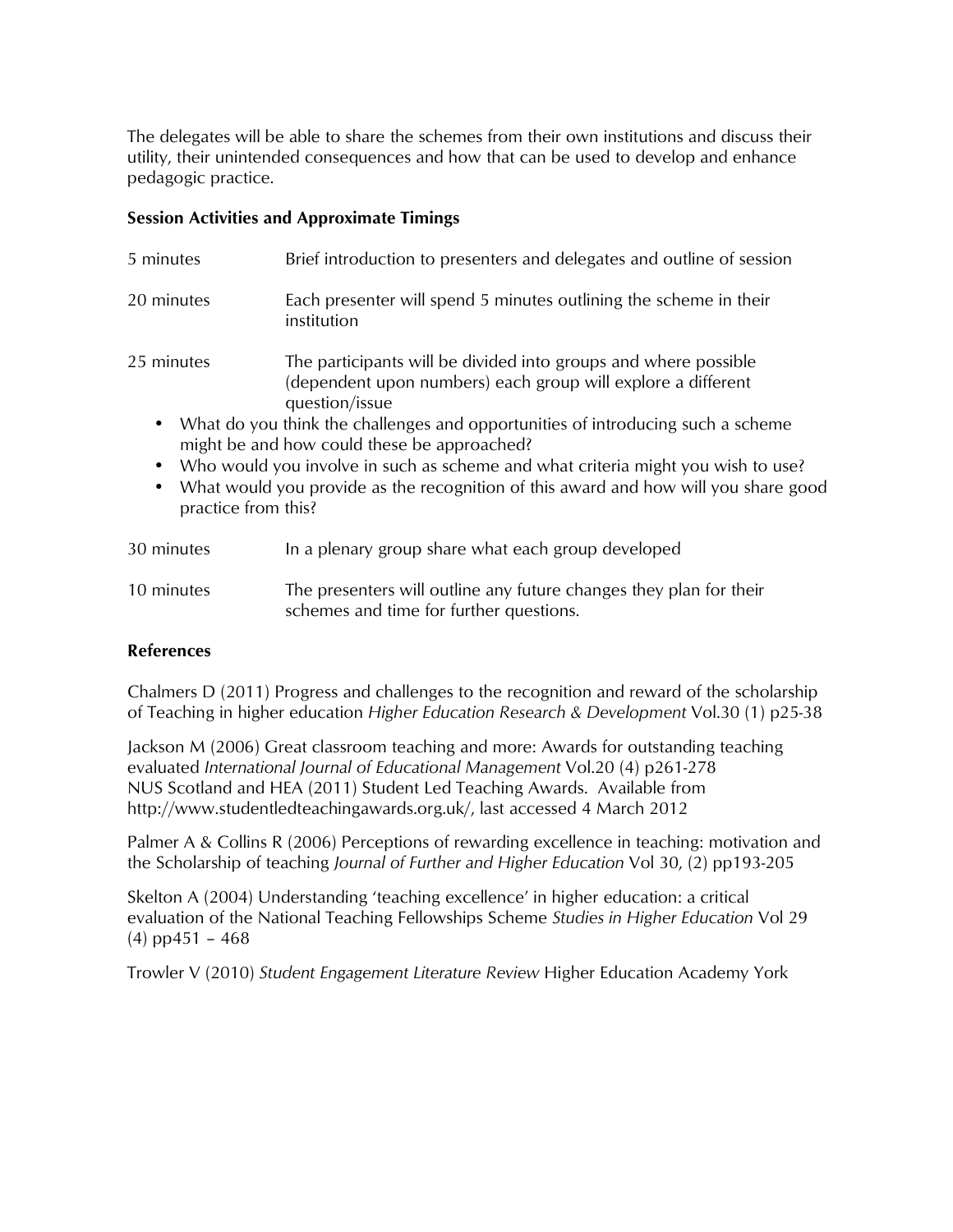The delegates will be able to share the schemes from their own institutions and discuss their utility, their unintended consequences and how that can be used to develop and enhance pedagogic practice.

**Session Activities and Approximate Timings**

| | |
|---|---|
| 5 minutes | Brief introduction to presenters and delegates and outline of session |
| 20 minutes | Each presenter will spend 5 minutes outlining the scheme in their institution |
| 25 minutes | The participants will be divided into groups and where possible (dependent upon numbers) each group will explore a different question/issue |

- What do you think the challenges and opportunities of introducing such a scheme might be and how could these be approached?
- Who would you involve in such as scheme and what criteria might you wish to use?
- What would you provide as the recognition of this award and how will you share good practice from this?

| | |
|---|---|
| 30 minutes | In a plenary group share what each group developed |
| 10 minutes | The presenters will outline any future changes they plan for their schemes and time for further questions. |

**References**

Chalmers D (2011) Progress and challenges to the recognition and reward of the scholarship of Teaching in higher education *Higher Education Research & Development* Vol.30 (1) p25-38

Jackson M (2006) Great classroom teaching and more: Awards for outstanding teaching evaluated *International Journal of Educational Management* Vol.20 (4) p261-278
NUS Scotland and HEA (2011) Student Led Teaching Awards. Available from http://www.studentledteachingawards.org.uk/, last accessed 4 March 2012

Palmer A & Collins R (2006) Perceptions of rewarding excellence in teaching: motivation and the Scholarship of teaching *Journal of Further and Higher Education* Vol 30, (2) pp193-205

Skelton A (2004) Understanding 'teaching excellence' in higher education: a critical evaluation of the National Teaching Fellowships Scheme *Studies in Higher Education* Vol 29 (4) pp451 – 468

Trowler V (2010) *Student Engagement Literature Review* Higher Education Academy York